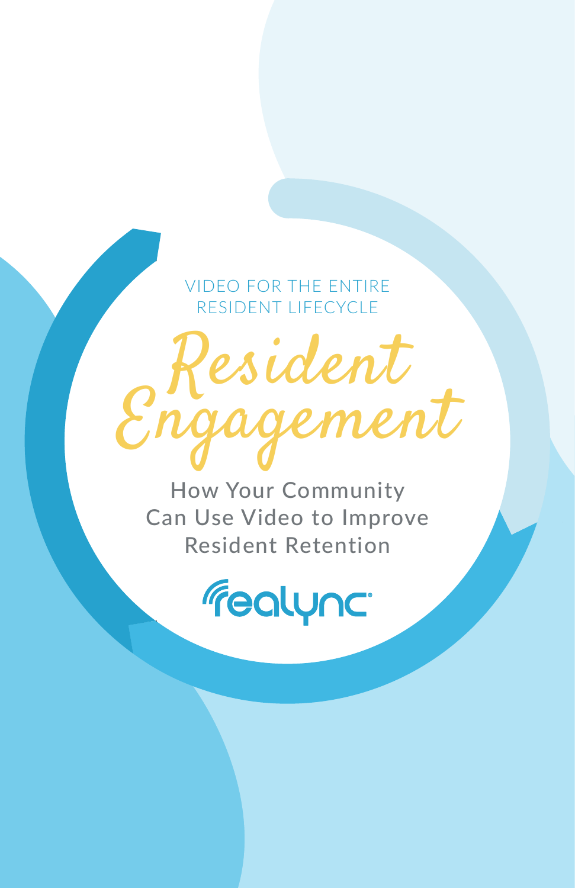VIDEO FOR THE ENTIRE RESIDENT LIFECYCLE

# Resident Engagement

## How Your Community Can Use Video to Improve Resident Retention

realync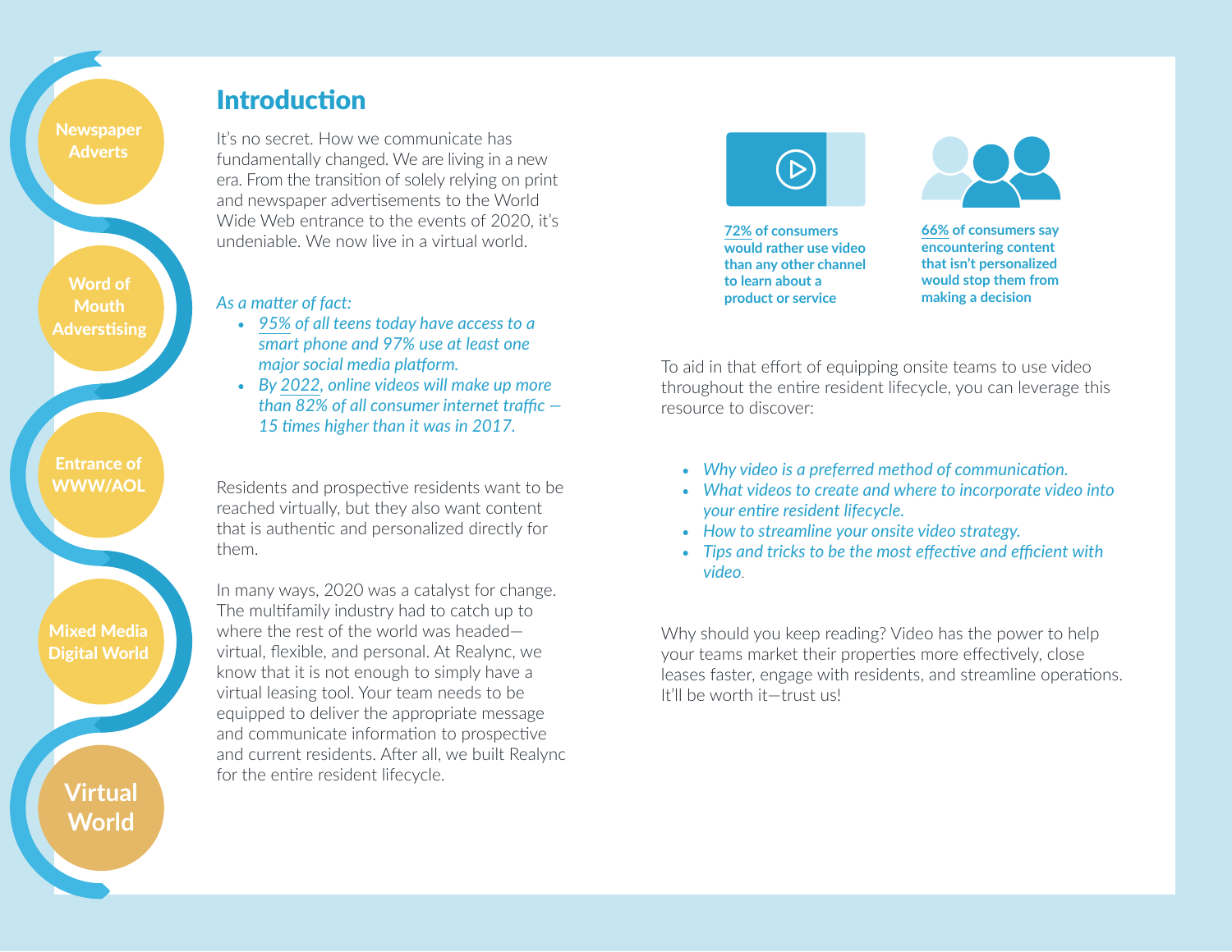Newspaper Adverts

Word of Mouth Adverstising

Entrance of WWW/AOL

Mixed Media Digital World

Virtual World

## Introduction

It's no secret. How we communicate has fundamentally changed. We are living in a new era. From the transition of solely relying on print and newspaper advertisements to the World Wide Web entrance to the events of 2020, it's undeniable. We now live in a virtual world.

*As a matter of fact:*

- *95% of all teens today have access to a smart phone and 97% use at least one major social media platform.*
- *By 2022, online videos will make up more than 82% of all consumer internet traffic — 15 times higher than it was in 2017.*

Residents and prospective residents want to be reached virtually, but they also want content that is authentic and personalized directly for them.

In many ways, 2020 was a catalyst for change. The multifamily industry had to catch up to where the rest of the world was headed—virtual, flexible, and personal. At Realync, we know that it is not enough to simply have a virtual leasing tool. Your team needs to be equipped to deliver the appropriate message and communicate information to prospective and current residents. After all, we built Realync for the entire resident lifecycle.

**72% of consumers would rather use video than any other channel to learn about a product or service**

**66% of consumers say encountering content that isn't personalized would stop them from making a decision**

To aid in that effort of equipping onsite teams to use video throughout the entire resident lifecycle, you can leverage this resource to discover:

- *Why video is a preferred method of communication.*
- *What videos to create and where to incorporate video into your entire resident lifecycle.*
- *How to streamline your onsite video strategy.*
- *Tips and tricks to be the most effective and efficient with video.*

Why should you keep reading? Video has the power to help your teams market their properties more effectively, close leases faster, engage with residents, and streamline operations. It'll be worth it—trust us!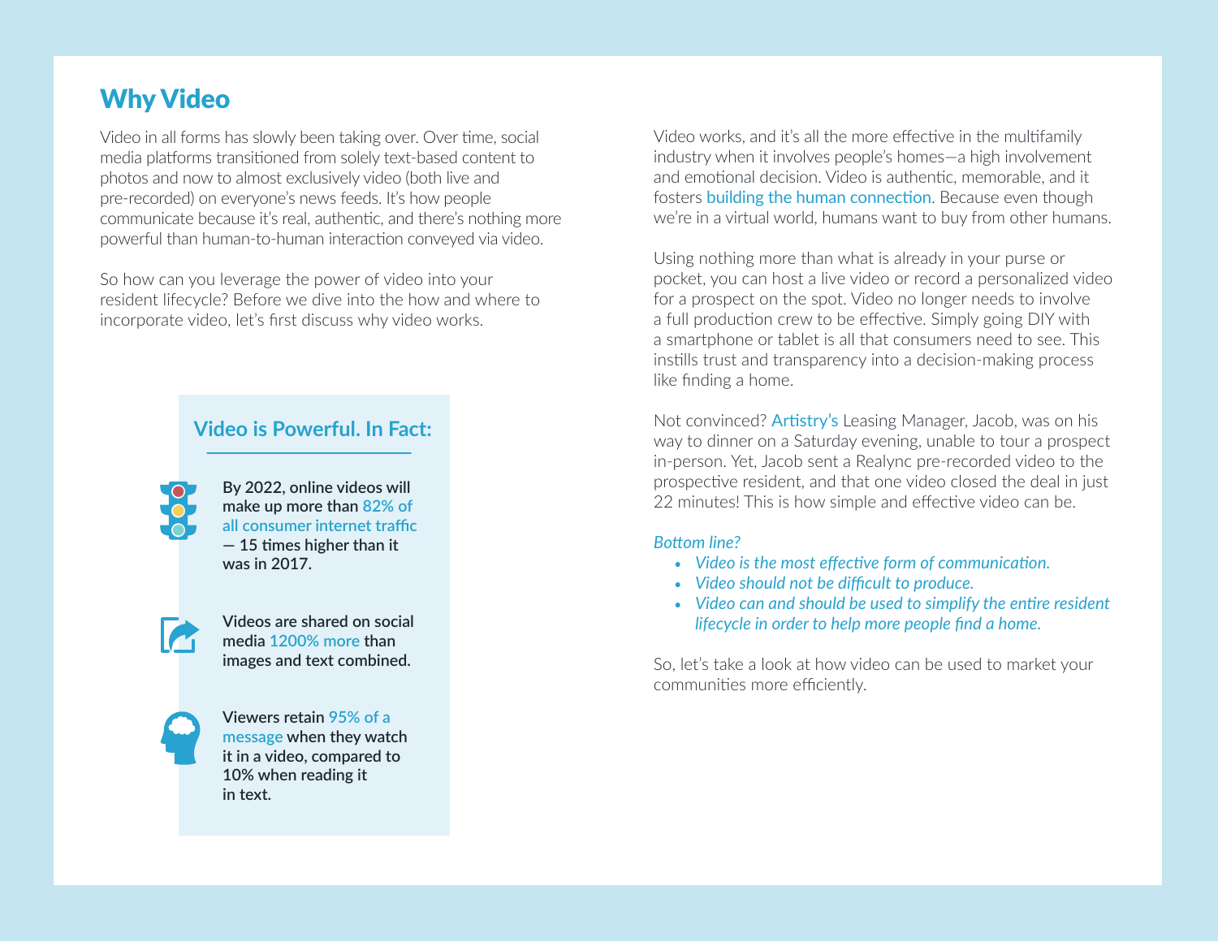# Why Video

Video in all forms has slowly been taking over. Over time, social media platforms transitioned from solely text-based content to photos and now to almost exclusively video (both live and pre-recorded) on everyone's news feeds. It's how people communicate because it's real, authentic, and there's nothing more powerful than human-to-human interaction conveyed via video.

So how can you leverage the power of video into your resident lifecycle? Before we dive into the how and where to incorporate video, let's first discuss why video works.

## Video is Powerful. In Fact:

**By 2022, online videos will make up more than 82% of all consumer internet traffic — 15 times higher than it was in 2017.**

**Videos are shared on social media 1200% more than images and text combined.**

**Viewers retain 95% of a message when they watch it in a video, compared to 10% when reading it in text.**

Video works, and it's all the more effective in the multifamily industry when it involves people's homes—a high involvement and emotional decision. Video is authentic, memorable, and it fosters building the human connection. Because even though we're in a virtual world, humans want to buy from other humans.

Using nothing more than what is already in your purse or pocket, you can host a live video or record a personalized video for a prospect on the spot. Video no longer needs to involve a full production crew to be effective. Simply going DIY with a smartphone or tablet is all that consumers need to see. This instills trust and transparency into a decision-making process like finding a home.

Not convinced? Artistry's Leasing Manager, Jacob, was on his way to dinner on a Saturday evening, unable to tour a prospect in-person. Yet, Jacob sent a Realync pre-recorded video to the prospective resident, and that one video closed the deal in just 22 minutes! This is how simple and effective video can be.

*Bottom line?*

- *Video is the most effective form of communication.*
- *Video should not be difficult to produce.*
- *Video can and should be used to simplify the entire resident lifecycle in order to help more people find a home.*

So, let's take a look at how video can be used to market your communities more efficiently.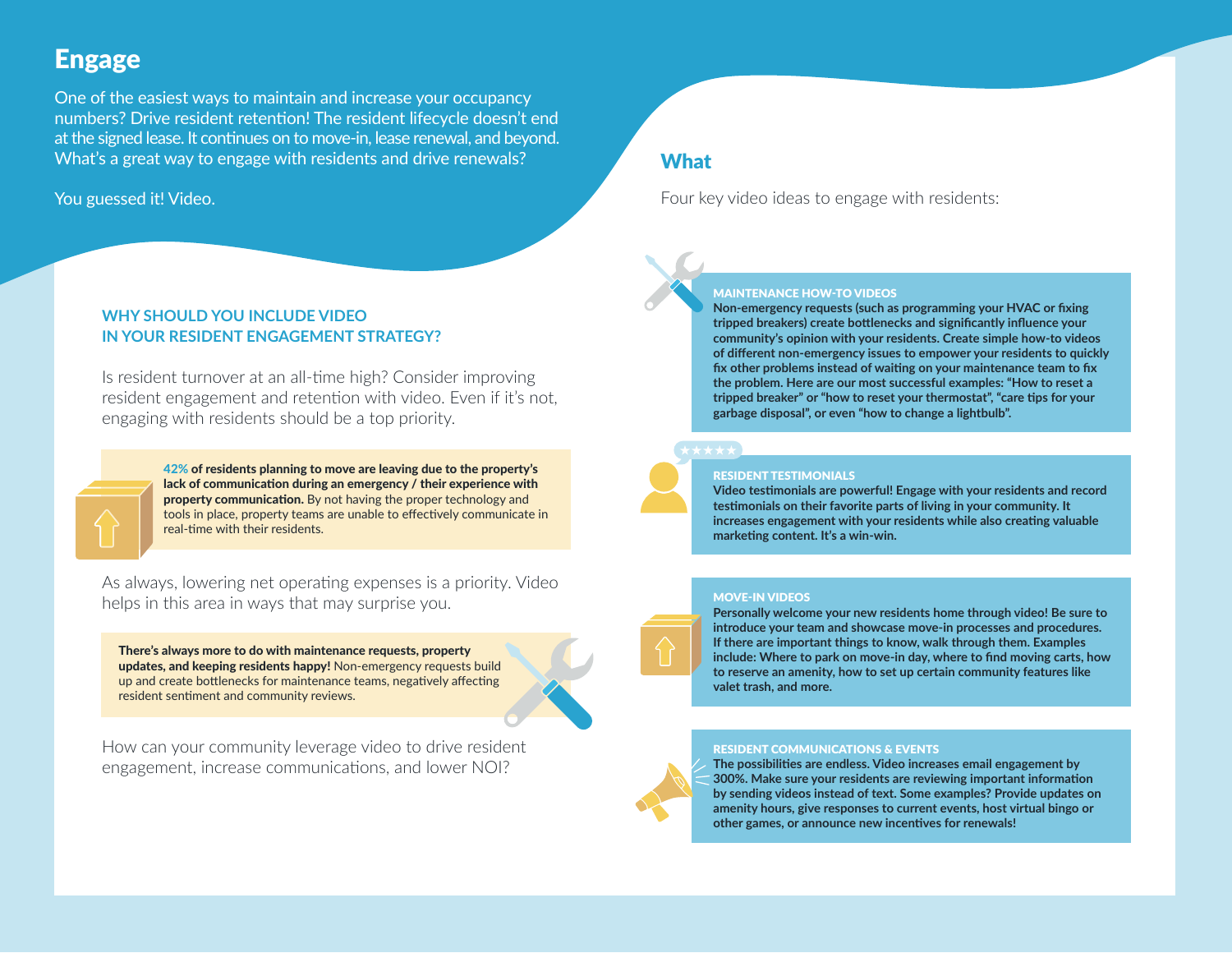# Engage

One of the easiest ways to maintain and increase your occupancy numbers? Drive resident retention! The resident lifecycle doesn't end at the signed lease. It continues on to move-in, lease renewal, and beyond. What's a great way to engage with residents and drive renewals?

You guessed it! Video.

### WHY SHOULD YOU INCLUDE VIDEO IN YOUR RESIDENT ENGAGEMENT STRATEGY?

Is resident turnover at an all-time high? Consider improving resident engagement and retention with video. Even if it's not, engaging with residents should be a top priority.

**42% of residents planning to move are leaving due to the property's lack of communication during an emergency / their experience with property communication.** By not having the proper technology and tools in place, property teams are unable to effectively communicate in real-time with their residents.

As always, lowering net operating expenses is a priority. Video helps in this area in ways that may surprise you.

**There's always more to do with maintenance requests, property updates, and keeping residents happy!** Non-emergency requests build up and create bottlenecks for maintenance teams, negatively affecting resident sentiment and community reviews.

How can your community leverage video to drive resident engagement, increase communications, and lower NOI?

## What

Four key video ideas to engage with residents:

**MAINTENANCE HOW-TO VIDEOS**

**Non-emergency requests (such as programming your HVAC or fixing tripped breakers) create bottlenecks and significantly influence your community's opinion with your residents. Create simple how-to videos of different non-emergency issues to empower your residents to quickly fix other problems instead of waiting on your maintenance team to fix the problem. Here are our most successful examples: "How to reset a tripped breaker" or "how to reset your thermostat", "care tips for your garbage disposal", or even "how to change a lightbulb".**

**RESIDENT TESTIMONIALS**

**Video testimonials are powerful! Engage with your residents and record testimonials on their favorite parts of living in your community. It increases engagement with your residents while also creating valuable marketing content. It's a win-win.**

**MOVE-IN VIDEOS**

**Personally welcome your new residents home through video! Be sure to introduce your team and showcase move-in processes and procedures. If there are important things to know, walk through them. Examples include: Where to park on move-in day, where to find moving carts, how to reserve an amenity, how to set up certain community features like valet trash, and more.**

**RESIDENT COMMUNICATIONS & EVENTS**

**The possibilities are endless. Video increases email engagement by 300%. Make sure your residents are reviewing important information by sending videos instead of text. Some examples? Provide updates on amenity hours, give responses to current events, host virtual bingo or other games, or announce new incentives for renewals!**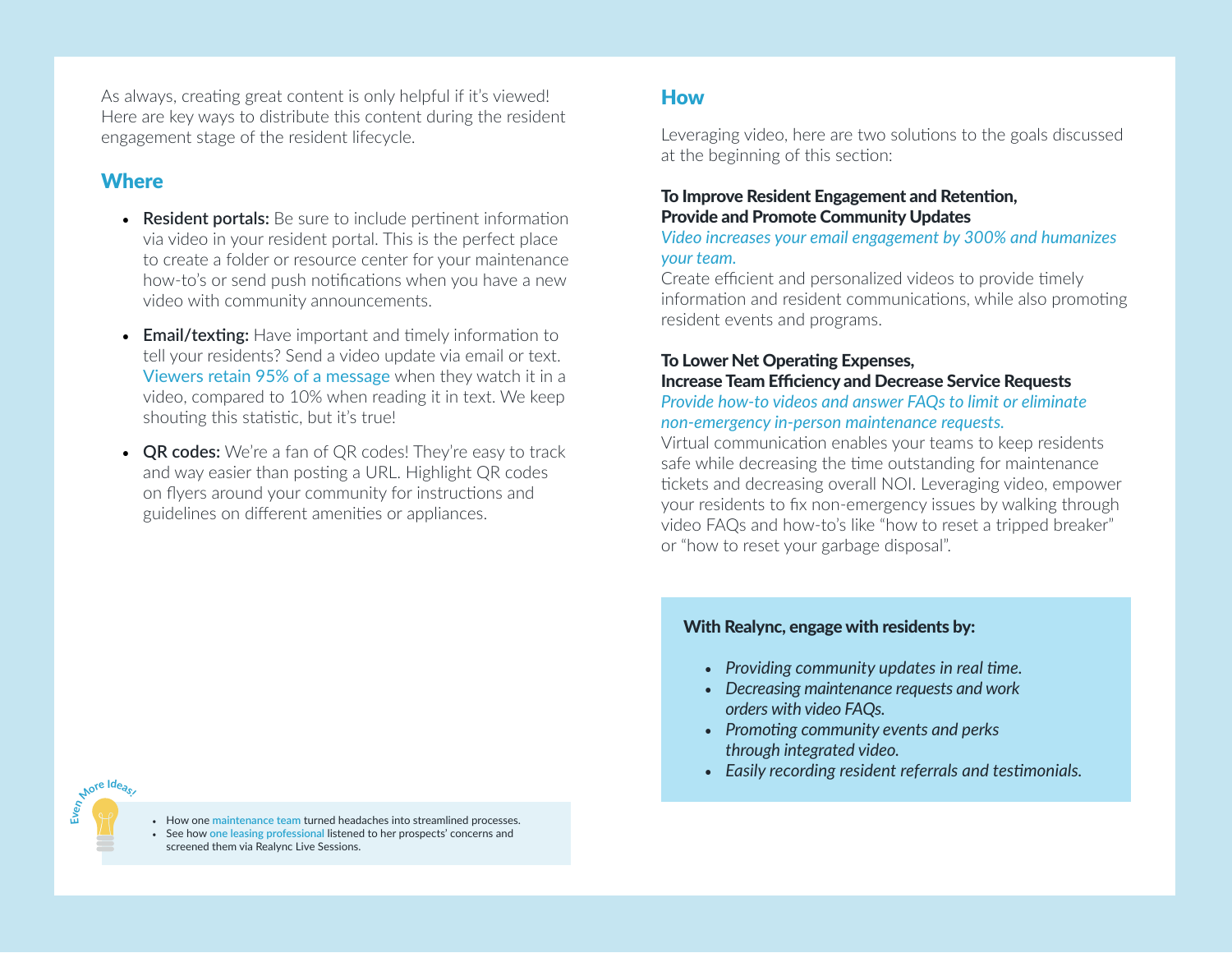As always, creating great content is only helpful if it's viewed! Here are key ways to distribute this content during the resident engagement stage of the resident lifecycle.

## Where

- **Resident portals:** Be sure to include pertinent information via video in your resident portal. This is the perfect place to create a folder or resource center for your maintenance how-to's or send push notifications when you have a new video with community announcements.
- **Email/texting:** Have important and timely information to tell your residents? Send a video update via email or text. Viewers retain 95% of a message when they watch it in a video, compared to 10% when reading it in text. We keep shouting this statistic, but it's true!
- **QR codes:** We're a fan of QR codes! They're easy to track and way easier than posting a URL. Highlight QR codes on flyers around your community for instructions and guidelines on different amenities or appliances.

Even More Ideas!

- How one maintenance team turned headaches into streamlined processes.
- See how one leasing professional listened to her prospects' concerns and screened them via Realync Live Sessions.

## How

Leveraging video, here are two solutions to the goals discussed at the beginning of this section:

**To Improve Resident Engagement and Retention, Provide and Promote Community Updates**

*Video increases your email engagement by 300% and humanizes your team.*

Create efficient and personalized videos to provide timely information and resident communications, while also promoting resident events and programs.

**To Lower Net Operating Expenses, Increase Team Efficiency and Decrease Service Requests**

*Provide how-to videos and answer FAQs to limit or eliminate non-emergency in-person maintenance requests.*

Virtual communication enables your teams to keep residents safe while decreasing the time outstanding for maintenance tickets and decreasing overall NOI. Leveraging video, empower your residents to fix non-emergency issues by walking through video FAQs and how-to's like "how to reset a tripped breaker" or "how to reset your garbage disposal".

**With Realync, engage with residents by:**

- *Providing community updates in real time.*
- *Decreasing maintenance requests and work orders with video FAQs.*
- *Promoting community events and perks through integrated video.*
- *Easily recording resident referrals and testimonials.*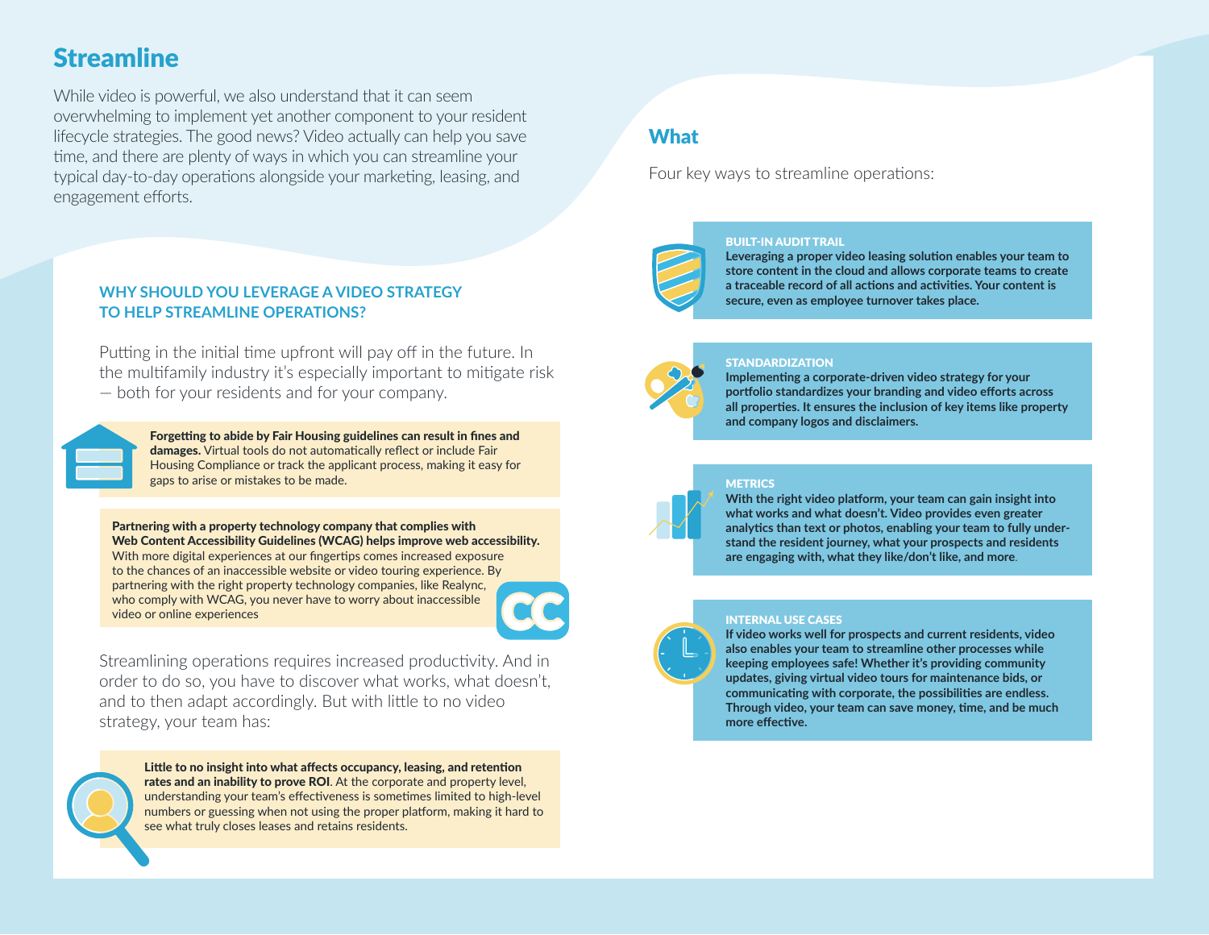# Streamline

While video is powerful, we also understand that it can seem overwhelming to implement yet another component to your resident lifecycle strategies. The good news? Video actually can help you save time, and there are plenty of ways in which you can streamline your typical day-to-day operations alongside your marketing, leasing, and engagement efforts.

### WHY SHOULD YOU LEVERAGE A VIDEO STRATEGY TO HELP STREAMLINE OPERATIONS?

Putting in the initial time upfront will pay off in the future. In the multifamily industry it's especially important to mitigate risk — both for your residents and for your company.

**Forgetting to abide by Fair Housing guidelines can result in fines and damages.** Virtual tools do not automatically reflect or include Fair Housing Compliance or track the applicant process, making it easy for gaps to arise or mistakes to be made.

**Partnering with a property technology company that complies with Web Content Accessibility Guidelines (WCAG) helps improve web accessibility.** With more digital experiences at our fingertips comes increased exposure to the chances of an inaccessible website or video touring experience. By partnering with the right property technology companies, like Realync, who comply with WCAG, you never have to worry about inaccessible video or online experiences

Streamlining operations requires increased productivity. And in order to do so, you have to discover what works, what doesn't, and to then adapt accordingly. But with little to no video strategy, your team has:

**Little to no insight into what affects occupancy, leasing, and retention rates and an inability to prove ROI**. At the corporate and property level, understanding your team's effectiveness is sometimes limited to high-level numbers or guessing when not using the proper platform, making it hard to see what truly closes leases and retains residents.

## What

Four key ways to streamline operations:

**BUILT-IN AUDIT TRAIL**
**Leveraging a proper video leasing solution enables your team to store content in the cloud and allows corporate teams to create a traceable record of all actions and activities. Your content is secure, even as employee turnover takes place.**

**STANDARDIZATION**
**Implementing a corporate-driven video strategy for your portfolio standardizes your branding and video efforts across all properties. It ensures the inclusion of key items like property and company logos and disclaimers.**

**METRICS**
**With the right video platform, your team can gain insight into what works and what doesn't. Video provides even greater analytics than text or photos, enabling your team to fully understand the resident journey, what your prospects and residents are engaging with, what they like/don't like, and more.**

**INTERNAL USE CASES**
**If video works well for prospects and current residents, video also enables your team to streamline other processes while keeping employees safe! Whether it's providing community updates, giving virtual video tours for maintenance bids, or communicating with corporate, the possibilities are endless. Through video, your team can save money, time, and be much more effective.**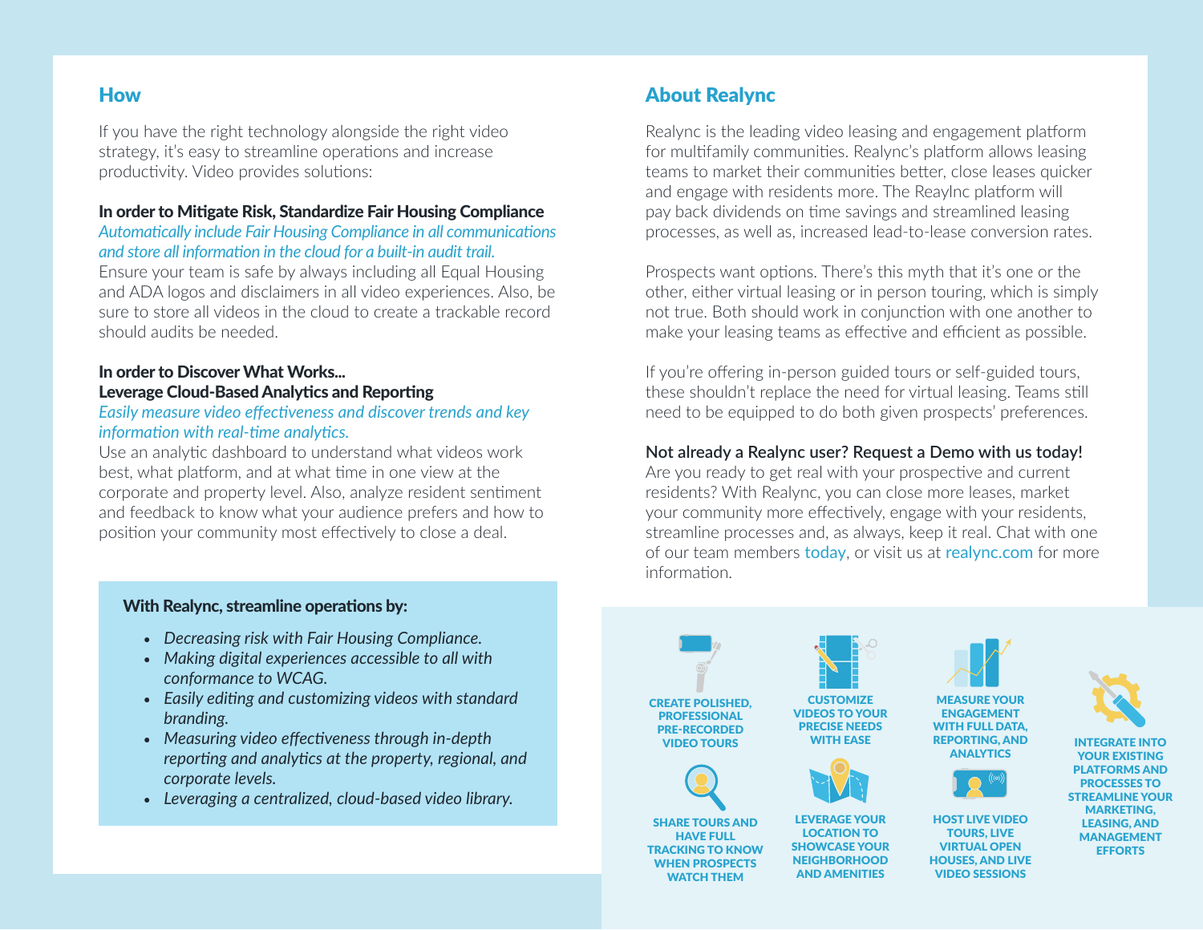## How

If you have the right technology alongside the right video strategy, it's easy to streamline operations and increase productivity. Video provides solutions:

**In order to Mitigate Risk, Standardize Fair Housing Compliance**

*Automatically include Fair Housing Compliance in all communications and store all information in the cloud for a built-in audit trail.*

Ensure your team is safe by always including all Equal Housing and ADA logos and disclaimers in all video experiences. Also, be sure to store all videos in the cloud to create a trackable record should audits be needed.

**In order to Discover What Works... Leverage Cloud-Based Analytics and Reporting**

*Easily measure video effectiveness and discover trends and key information with real-time analytics.*

Use an analytic dashboard to understand what videos work best, what platform, and at what time in one view at the corporate and property level. Also, analyze resident sentiment and feedback to know what your audience prefers and how to position your community most effectively to close a deal.

**With Realync, streamline operations by:**

- *Decreasing risk with Fair Housing Compliance.*
- *Making digital experiences accessible to all with conformance to WCAG.*
- *Easily editing and customizing videos with standard branding.*
- *Measuring video effectiveness through in-depth reporting and analytics at the property, regional, and corporate levels.*
- *Leveraging a centralized, cloud-based video library.*

## About Realync

Realync is the leading video leasing and engagement platform for multifamily communities. Realync's platform allows leasing teams to market their communities better, close leases quicker and engage with residents more. The Reaylnc platform will pay back dividends on time savings and streamlined leasing processes, as well as, increased lead-to-lease conversion rates.

Prospects want options. There's this myth that it's one or the other, either virtual leasing or in person touring, which is simply not true. Both should work in conjunction with one another to make your leasing teams as effective and efficient as possible.

If you're offering in-person guided tours or self-guided tours, these shouldn't replace the need for virtual leasing. Teams still need to be equipped to do both given prospects' preferences.

**Not already a Realync user? Request a Demo with us today!**

Are you ready to get real with your prospective and current residents? With Realync, you can close more leases, market your community more effectively, engage with your residents, streamline processes and, as always, keep it real. Chat with one of our team members today, or visit us at realync.com for more information.

CREATE POLISHED, PROFESSIONAL PRE-RECORDED VIDEO TOURS

CUSTOMIZE VIDEOS TO YOUR PRECISE NEEDS WITH EASE

MEASURE YOUR ENGAGEMENT WITH FULL DATA, REPORTING, AND ANALYTICS

INTEGRATE INTO YOUR EXISTING PLATFORMS AND PROCESSES TO STREAMLINE YOUR MARKETING, LEASING, AND MANAGEMENT EFFORTS

SHARE TOURS AND HAVE FULL TRACKING TO KNOW WHEN PROSPECTS WATCH THEM

LEVERAGE YOUR LOCATION TO SHOWCASE YOUR NEIGHBORHOOD AND AMENITIES

HOST LIVE VIDEO TOURS, LIVE VIRTUAL OPEN HOUSES, AND LIVE VIDEO SESSIONS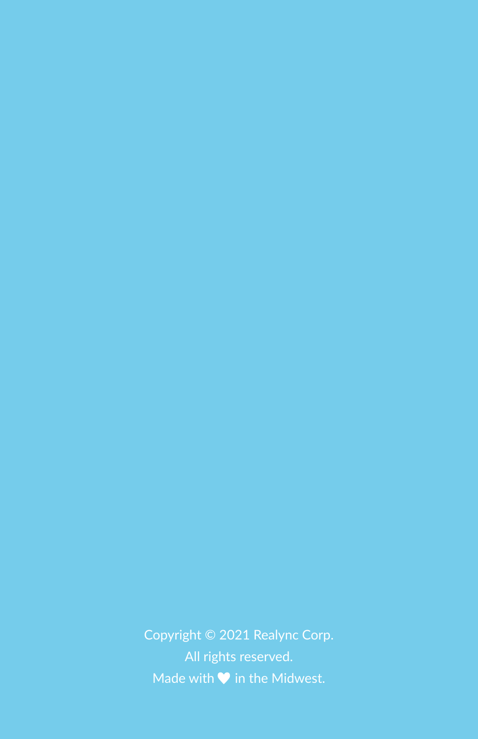Copyright © 2021 Realync Corp.

All rights reserved.

Made with ♥ in the Midwest.